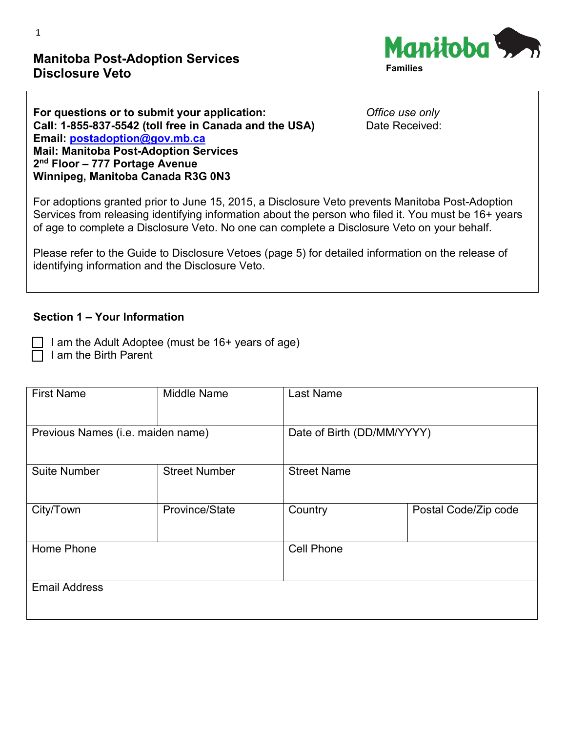# Manitoba Post-Adoption Services
# Disclosure Veto

Manitoba Families

**For questions or to submit your application:**
**Call: 1-855-837-5542 (toll free in Canada and the USA)**
**Email: [postadoption@gov.mb.ca](mailto:postadoption@gov.mb.ca)**
**Mail: Manitoba Post-Adoption Services**
**2nd Floor – 777 Portage Avenue**
**Winnipeg, Manitoba Canada R3G 0N3**

*Office use only*
Date Received:

For adoptions granted prior to June 15, 2015, a Disclosure Veto prevents Manitoba Post-Adoption Services from releasing identifying information about the person who filed it. You must be 16+ years of age to complete a Disclosure Veto. No one can complete a Disclosure Veto on your behalf.

Please refer to the Guide to Disclosure Vetoes (page 5) for detailed information on the release of identifying information and the Disclosure Veto.

## Section 1 – Your Information

- ☐ I am the Adult Adoptee (must be 16+ years of age)
- ☐ I am the Birth Parent

| First Name | Middle Name | Last Name | |
|---|---|---|---|
| Previous Names (i.e. maiden name) | | Date of Birth (DD/MM/YYYY) | |
| Suite Number | Street Number | Street Name | |
| City/Town | Province/State | Country | Postal Code/Zip code |
| Home Phone | | Cell Phone | |
| Email Address | | | |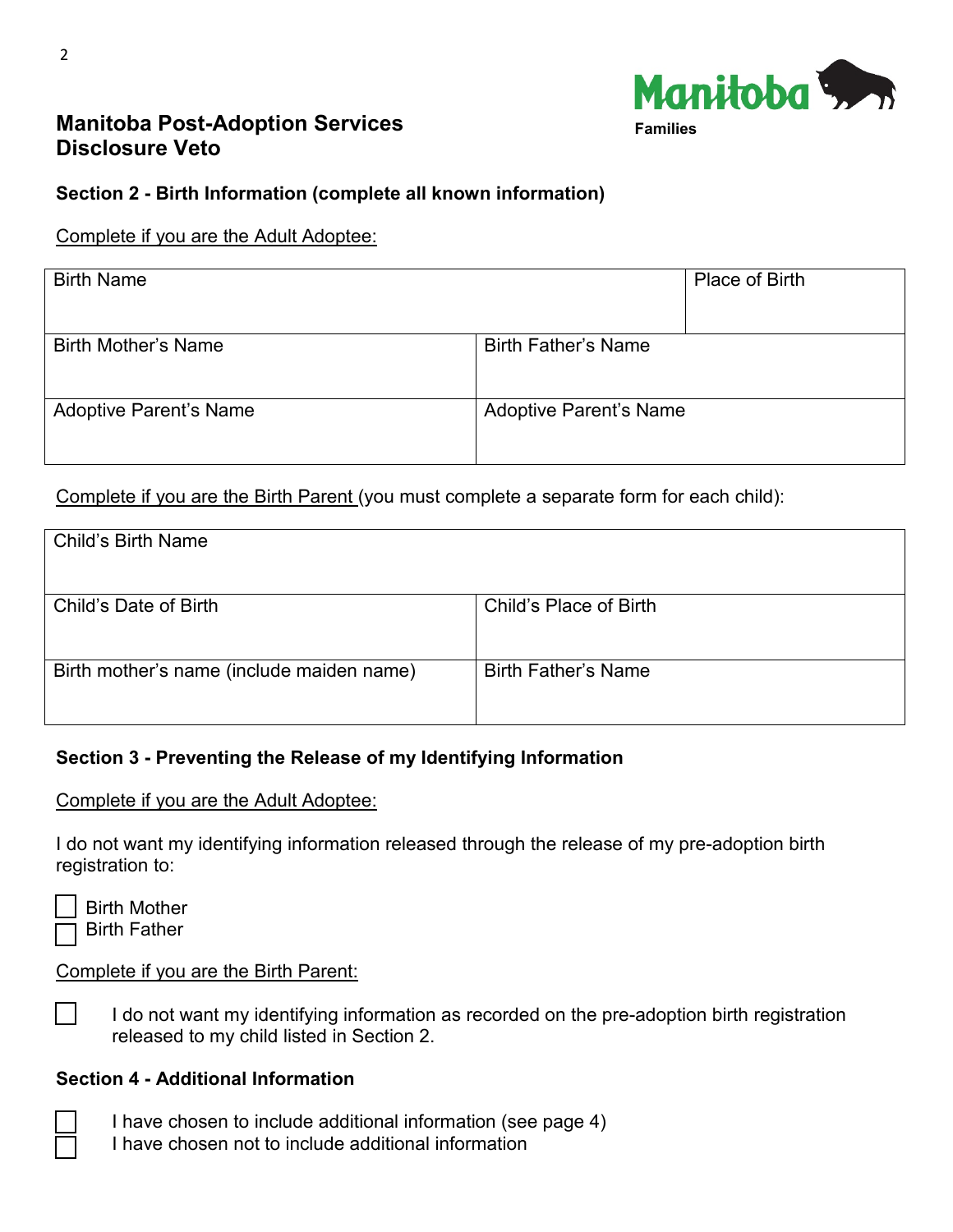# Manitoba Post-Adoption Services
# Disclosure Veto

Manitoba
Families

### Section 2 - Birth Information (complete all known information)

Complete if you are the Adult Adoptee:

| Birth Name | | Place of Birth |
|---|---|---|
| Birth Mother's Name | Birth Father's Name | |
| Adoptive Parent's Name | Adoptive Parent's Name | |

Complete if you are the Birth Parent (you must complete a separate form for each child):

| Child's Birth Name | |
|---|---|
| Child's Date of Birth | Child's Place of Birth |
| Birth mother's name (include maiden name) | Birth Father's Name |

### Section 3 - Preventing the Release of my Identifying Information

Complete if you are the Adult Adoptee:

I do not want my identifying information released through the release of my pre-adoption birth registration to:

- ☐ Birth Mother
- ☐ Birth Father

Complete if you are the Birth Parent:

- ☐ I do not want my identifying information as recorded on the pre-adoption birth registration released to my child listed in Section 2.

### Section 4 - Additional Information

- ☐ I have chosen to include additional information (see page 4)
- ☐ I have chosen not to include additional information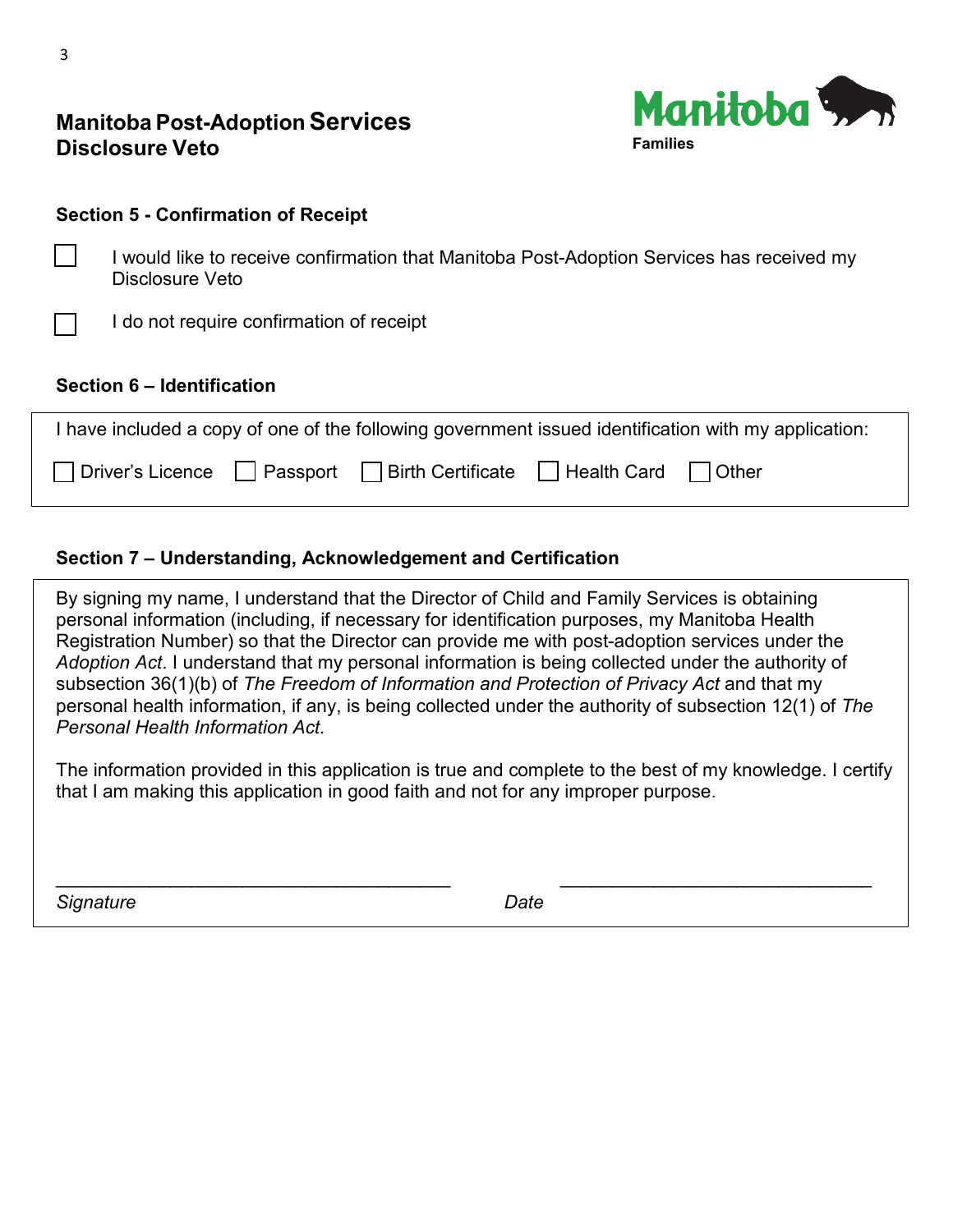# Manitoba Post-Adoption Services
# Disclosure Veto

Manitoba
Families

### Section 5 - Confirmation of Receipt

☐ I would like to receive confirmation that Manitoba Post-Adoption Services has received my Disclosure Veto

☐ I do not require confirmation of receipt

### Section 6 – Identification

I have included a copy of one of the following government issued identification with my application:

☐ Driver's Licence ☐ Passport ☐ Birth Certificate ☐ Health Card ☐ Other

### Section 7 – Understanding, Acknowledgement and Certification

By signing my name, I understand that the Director of Child and Family Services is obtaining personal information (including, if necessary for identification purposes, my Manitoba Health Registration Number) so that the Director can provide me with post-adoption services under the *Adoption Act*. I understand that my personal information is being collected under the authority of subsection 36(1)(b) of *The Freedom of Information and Protection of Privacy Act* and that my personal health information, if any, is being collected under the authority of subsection 12(1) of *The Personal Health Information Act.*

The information provided in this application is true and complete to the best of my knowledge. I certify that I am making this application in good faith and not for any improper purpose.

_______________________________________ _______________________________

*Signature* *Date*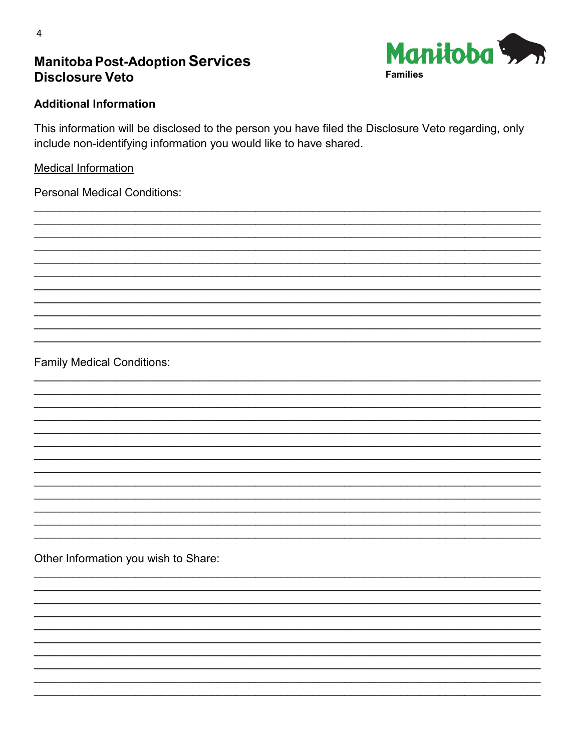# Manitoba Post-Adoption Services
# Disclosure Veto

Manitoba
Families

## Additional Information

This information will be disclosed to the person you have filed the Disclosure Veto regarding, only include non-identifying information you would like to have shared.

<u>Medical Information</u>

Personal Medical Conditions:

______________________________________________________________________________
______________________________________________________________________________
______________________________________________________________________________
______________________________________________________________________________
______________________________________________________________________________
______________________________________________________________________________
______________________________________________________________________________
______________________________________________________________________________
______________________________________________________________________________
______________________________________________________________________________
______________________________________________________________________________

Family Medical Conditions:

______________________________________________________________________________
______________________________________________________________________________
______________________________________________________________________________
______________________________________________________________________________
______________________________________________________________________________
______________________________________________________________________________
______________________________________________________________________________
______________________________________________________________________________
______________________________________________________________________________
______________________________________________________________________________
______________________________________________________________________________
______________________________________________________________________________
______________________________________________________________________________

Other Information you wish to Share:

______________________________________________________________________________
______________________________________________________________________________
______________________________________________________________________________
______________________________________________________________________________
______________________________________________________________________________
______________________________________________________________________________
______________________________________________________________________________
______________________________________________________________________________
______________________________________________________________________________
______________________________________________________________________________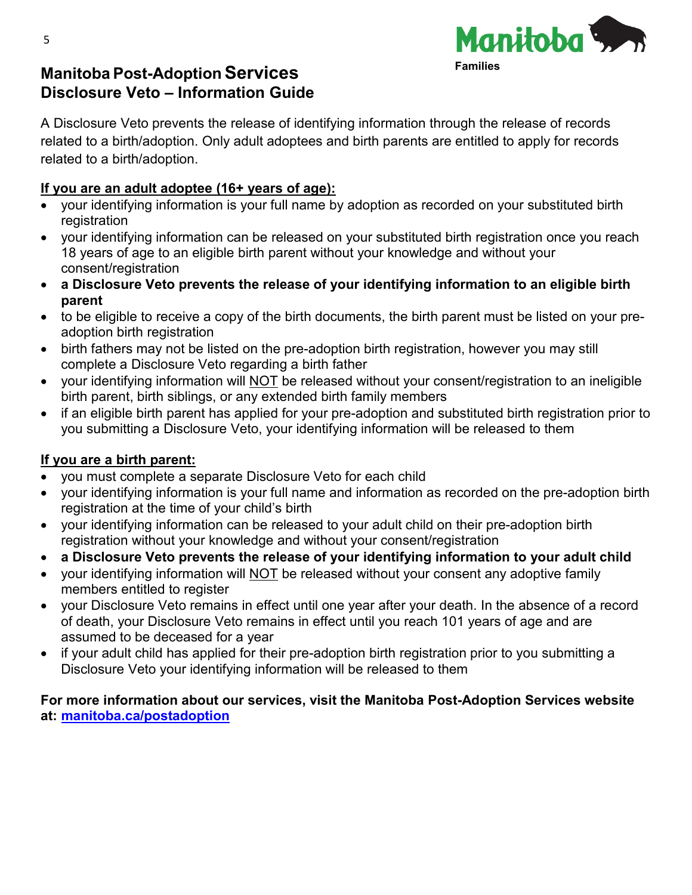Manitoba

Families

# Manitoba Post-Adoption Services
# Disclosure Veto – Information Guide

A Disclosure Veto prevents the release of identifying information through the release of records related to a birth/adoption. Only adult adoptees and birth parents are entitled to apply for records related to a birth/adoption.

## If you are an adult adoptee (16+ years of age):

- your identifying information is your full name by adoption as recorded on your substituted birth registration
- your identifying information can be released on your substituted birth registration once you reach 18 years of age to an eligible birth parent without your knowledge and without your consent/registration
- **a Disclosure Veto prevents the release of your identifying information to an eligible birth parent**
- to be eligible to receive a copy of the birth documents, the birth parent must be listed on your pre-adoption birth registration
- birth fathers may not be listed on the pre-adoption birth registration, however you may still complete a Disclosure Veto regarding a birth father
- your identifying information will NOT be released without your consent/registration to an ineligible birth parent, birth siblings, or any extended birth family members
- if an eligible birth parent has applied for your pre-adoption and substituted birth registration prior to you submitting a Disclosure Veto, your identifying information will be released to them

## If you are a birth parent:

- you must complete a separate Disclosure Veto for each child
- your identifying information is your full name and information as recorded on the pre-adoption birth registration at the time of your child's birth
- your identifying information can be released to your adult child on their pre-adoption birth registration without your knowledge and without your consent/registration
- **a Disclosure Veto prevents the release of your identifying information to your adult child**
- your identifying information will NOT be released without your consent any adoptive family members entitled to register
- your Disclosure Veto remains in effect until one year after your death. In the absence of a record of death, your Disclosure Veto remains in effect until you reach 101 years of age and are assumed to be deceased for a year
- if your adult child has applied for their pre-adoption birth registration prior to you submitting a Disclosure Veto your identifying information will be released to them

**For more information about our services, visit the Manitoba Post-Adoption Services website at: [manitoba.ca/postadoption](manitoba.ca/postadoption)**